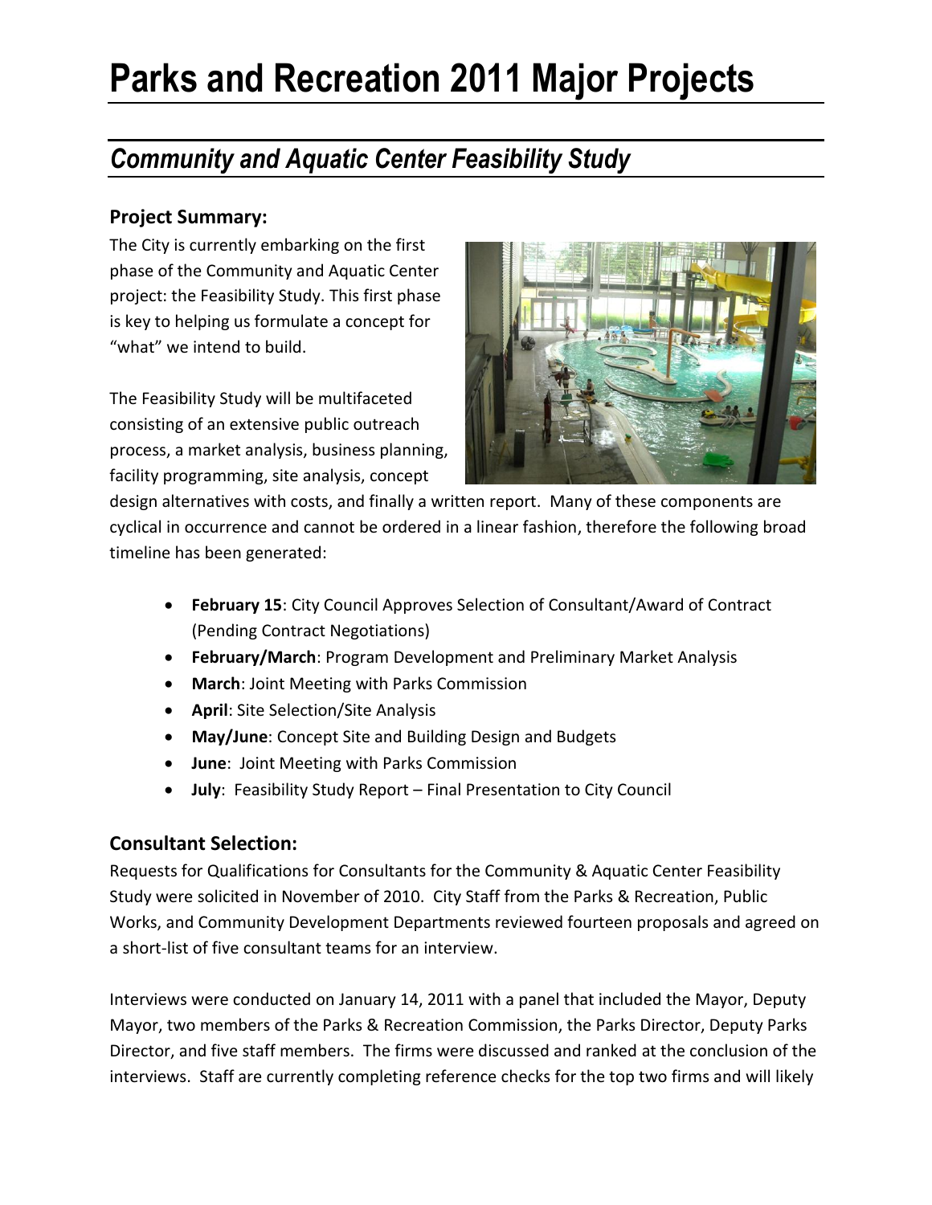# Parks and Recreation 2011 Major Projects

## *Community and Aquatic Center Feasibility Study*

### Project Summary:

The City is currently embarking on the first phase of the Community and Aquatic Center project: the Feasibility Study. This first phase is key to helping us formulate a concept for "what" we intend to build.

The Feasibility Study will be multifaceted consisting of an extensive public outreach process, a market analysis, business planning, facility programming, site analysis, concept design alternatives with costs, and finally a written report. Many of these components are cyclical in occurrence and cannot be ordered in a linear fashion, therefore the following broad timeline has been generated:

- **February 15**: City Council Approves Selection of Consultant/Award of Contract (Pending Contract Negotiations)
- **February/March**: Program Development and Preliminary Market Analysis
- **March**: Joint Meeting with Parks Commission
- **April**: Site Selection/Site Analysis
- **May/June**: Concept Site and Building Design and Budgets
- **June**: Joint Meeting with Parks Commission
- **July**: Feasibility Study Report – Final Presentation to City Council

### Consultant Selection:

Requests for Qualifications for Consultants for the Community & Aquatic Center Feasibility Study were solicited in November of 2010. City Staff from the Parks & Recreation, Public Works, and Community Development Departments reviewed fourteen proposals and agreed on a short-list of five consultant teams for an interview.

Interviews were conducted on January 14, 2011 with a panel that included the Mayor, Deputy Mayor, two members of the Parks & Recreation Commission, the Parks Director, Deputy Parks Director, and five staff members. The firms were discussed and ranked at the conclusion of the interviews. Staff are currently completing reference checks for the top two firms and will likely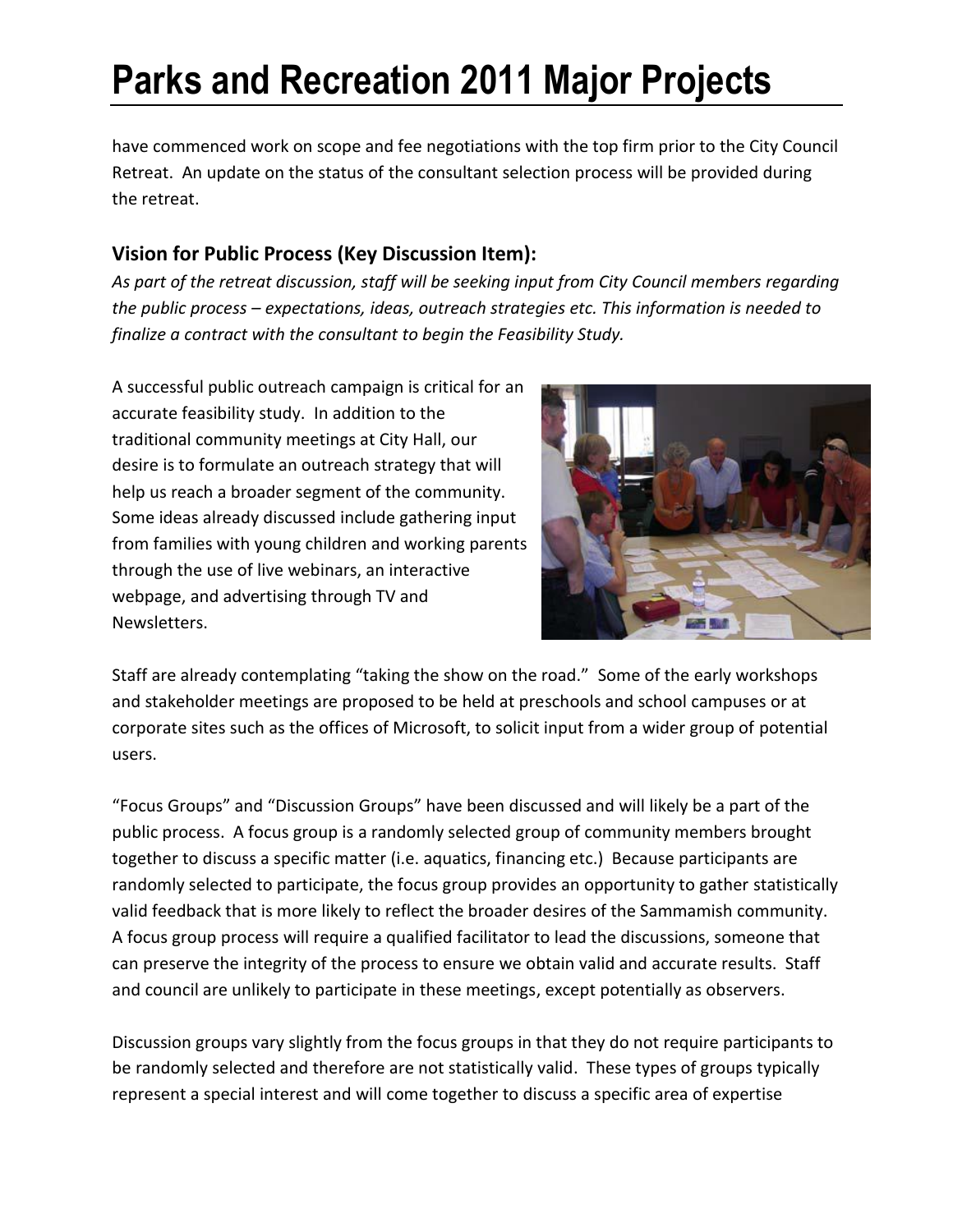have commenced work on scope and fee negotiations with the top firm prior to the City Council Retreat. An update on the status of the consultant selection process will be provided during the retreat.

### Vision for Public Process (Key Discussion Item):

*As part of the retreat discussion, staff will be seeking input from City Council members regarding the public process – expectations, ideas, outreach strategies etc. This information is needed to finalize a contract with the consultant to begin the Feasibility Study.*

A successful public outreach campaign is critical for an accurate feasibility study. In addition to the traditional community meetings at City Hall, our desire is to formulate an outreach strategy that will help us reach a broader segment of the community. Some ideas already discussed include gathering input from families with young children and working parents through the use of live webinars, an interactive webpage, and advertising through TV and Newsletters.

Staff are already contemplating "taking the show on the road." Some of the early workshops and stakeholder meetings are proposed to be held at preschools and school campuses or at corporate sites such as the offices of Microsoft, to solicit input from a wider group of potential users.

"Focus Groups" and "Discussion Groups" have been discussed and will likely be a part of the public process. A focus group is a randomly selected group of community members brought together to discuss a specific matter (i.e. aquatics, financing etc.) Because participants are randomly selected to participate, the focus group provides an opportunity to gather statistically valid feedback that is more likely to reflect the broader desires of the Sammamish community. A focus group process will require a qualified facilitator to lead the discussions, someone that can preserve the integrity of the process to ensure we obtain valid and accurate results. Staff and council are unlikely to participate in these meetings, except potentially as observers.

Discussion groups vary slightly from the focus groups in that they do not require participants to be randomly selected and therefore are not statistically valid. These types of groups typically represent a special interest and will come together to discuss a specific area of expertise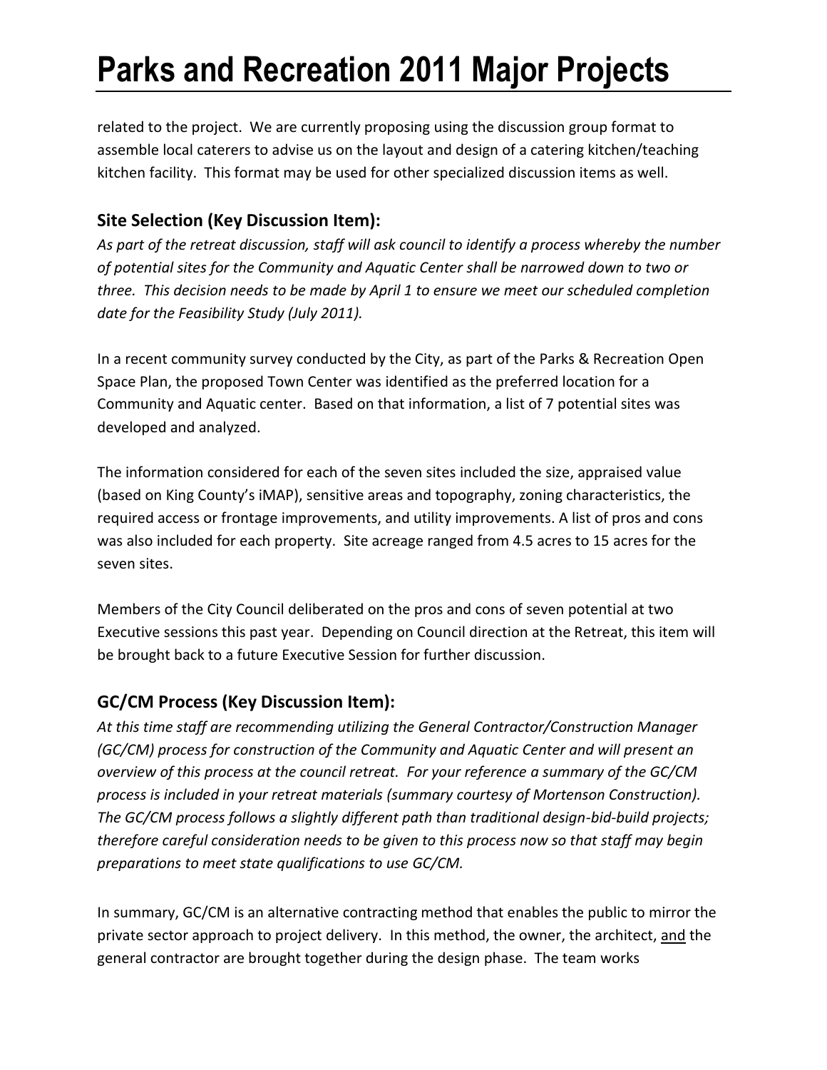related to the project. We are currently proposing using the discussion group format to assemble local caterers to advise us on the layout and design of a catering kitchen/teaching kitchen facility. This format may be used for other specialized discussion items as well.

### Site Selection (Key Discussion Item):

*As part of the retreat discussion, staff will ask council to identify a process whereby the number of potential sites for the Community and Aquatic Center shall be narrowed down to two or three. This decision needs to be made by April 1 to ensure we meet our scheduled completion date for the Feasibility Study (July 2011).*

In a recent community survey conducted by the City, as part of the Parks & Recreation Open Space Plan, the proposed Town Center was identified as the preferred location for a Community and Aquatic center. Based on that information, a list of 7 potential sites was developed and analyzed.

The information considered for each of the seven sites included the size, appraised value (based on King County's iMAP), sensitive areas and topography, zoning characteristics, the required access or frontage improvements, and utility improvements. A list of pros and cons was also included for each property. Site acreage ranged from 4.5 acres to 15 acres for the seven sites.

Members of the City Council deliberated on the pros and cons of seven potential at two Executive sessions this past year. Depending on Council direction at the Retreat, this item will be brought back to a future Executive Session for further discussion.

### GC/CM Process (Key Discussion Item):

*At this time staff are recommending utilizing the General Contractor/Construction Manager (GC/CM) process for construction of the Community and Aquatic Center and will present an overview of this process at the council retreat. For your reference a summary of the GC/CM process is included in your retreat materials (summary courtesy of Mortenson Construction). The GC/CM process follows a slightly different path than traditional design-bid-build projects; therefore careful consideration needs to be given to this process now so that staff may begin preparations to meet state qualifications to use GC/CM.*

In summary, GC/CM is an alternative contracting method that enables the public to mirror the private sector approach to project delivery. In this method, the owner, the architect, <u>and</u> the general contractor are brought together during the design phase. The team works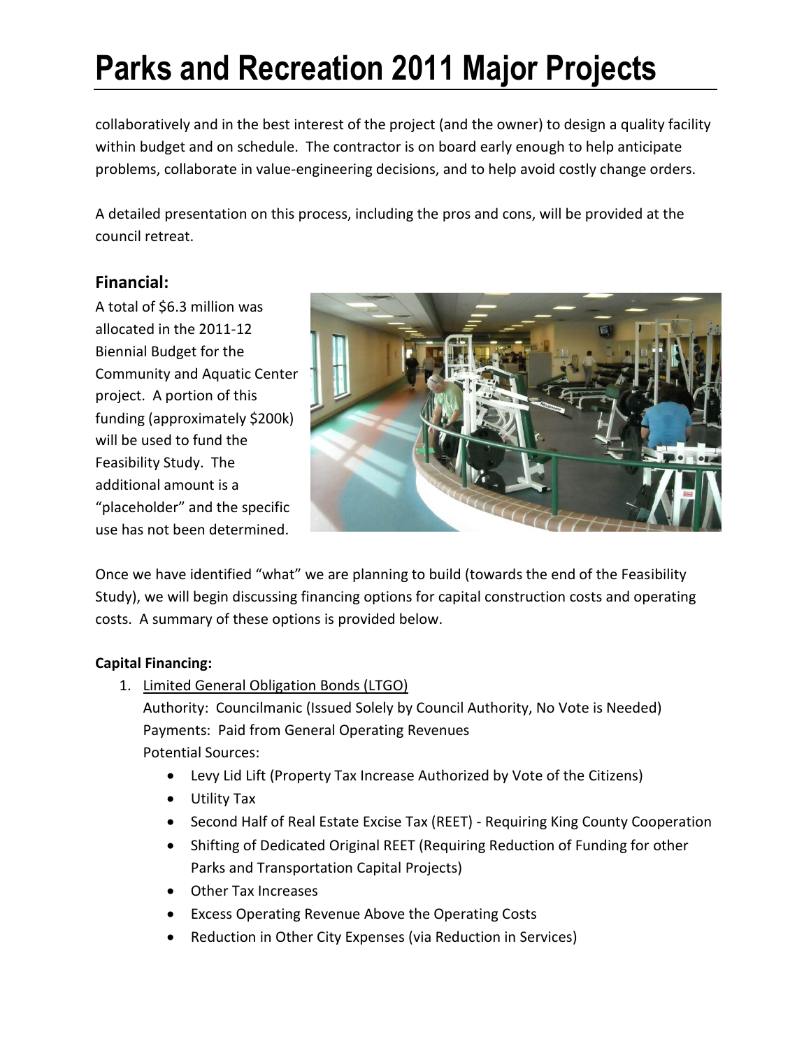# Parks and Recreation 2011 Major Projects

collaboratively and in the best interest of the project (and the owner) to design a quality facility within budget and on schedule. The contractor is on board early enough to help anticipate problems, collaborate in value-engineering decisions, and to help avoid costly change orders.

A detailed presentation on this process, including the pros and cons, will be provided at the council retreat.

## Financial:

A total of $6.3 million was allocated in the 2011-12 Biennial Budget for the Community and Aquatic Center project. A portion of this funding (approximately $200k) will be used to fund the Feasibility Study. The additional amount is a "placeholder" and the specific use has not been determined.

Once we have identified "what" we are planning to build (towards the end of the Feasibility Study), we will begin discussing financing options for capital construction costs and operating costs. A summary of these options is provided below.

**Capital Financing:**

1. Limited General Obligation Bonds (LTGO)
   Authority: Councilmanic (Issued Solely by Council Authority, No Vote is Needed)
   Payments: Paid from General Operating Revenues
   Potential Sources:
   - Levy Lid Lift (Property Tax Increase Authorized by Vote of the Citizens)
   - Utility Tax
   - Second Half of Real Estate Excise Tax (REET) - Requiring King County Cooperation
   - Shifting of Dedicated Original REET (Requiring Reduction of Funding for other Parks and Transportation Capital Projects)
   - Other Tax Increases
   - Excess Operating Revenue Above the Operating Costs
   - Reduction in Other City Expenses (via Reduction in Services)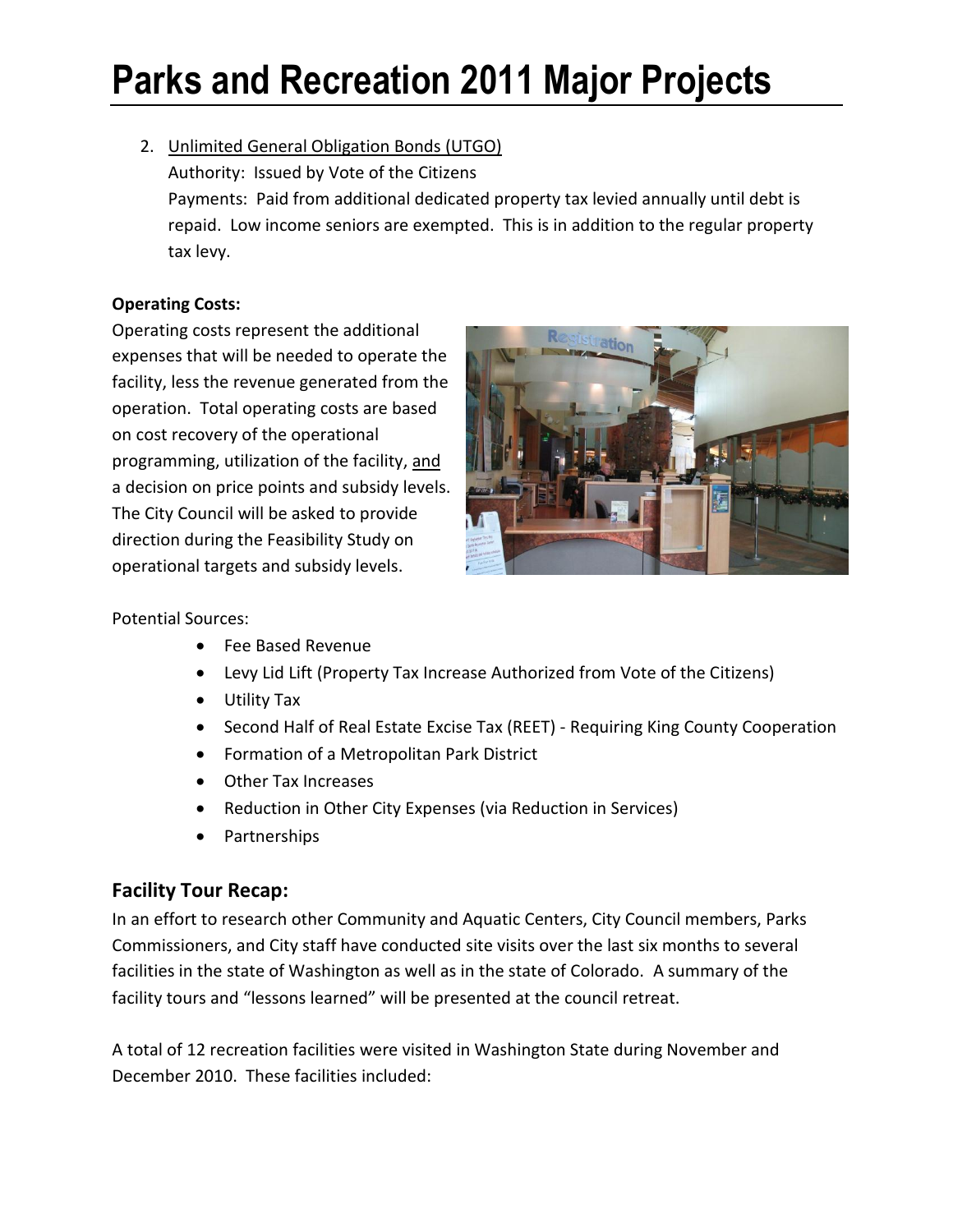# Parks and Recreation 2011 Major Projects

2. Unlimited General Obligation Bonds (UTGO)
   Authority: Issued by Vote of the Citizens
   Payments: Paid from additional dedicated property tax levied annually until debt is repaid. Low income seniors are exempted. This is in addition to the regular property tax levy.

**Operating Costs:**

Operating costs represent the additional expenses that will be needed to operate the facility, less the revenue generated from the operation. Total operating costs are based on cost recovery of the operational programming, utilization of the facility, and a decision on price points and subsidy levels. The City Council will be asked to provide direction during the Feasibility Study on operational targets and subsidy levels.

Potential Sources:

- Fee Based Revenue
- Levy Lid Lift (Property Tax Increase Authorized from Vote of the Citizens)
- Utility Tax
- Second Half of Real Estate Excise Tax (REET) - Requiring King County Cooperation
- Formation of a Metropolitan Park District
- Other Tax Increases
- Reduction in Other City Expenses (via Reduction in Services)
- Partnerships

## Facility Tour Recap:

In an effort to research other Community and Aquatic Centers, City Council members, Parks Commissioners, and City staff have conducted site visits over the last six months to several facilities in the state of Washington as well as in the state of Colorado. A summary of the facility tours and "lessons learned" will be presented at the council retreat.

A total of 12 recreation facilities were visited in Washington State during November and December 2010. These facilities included: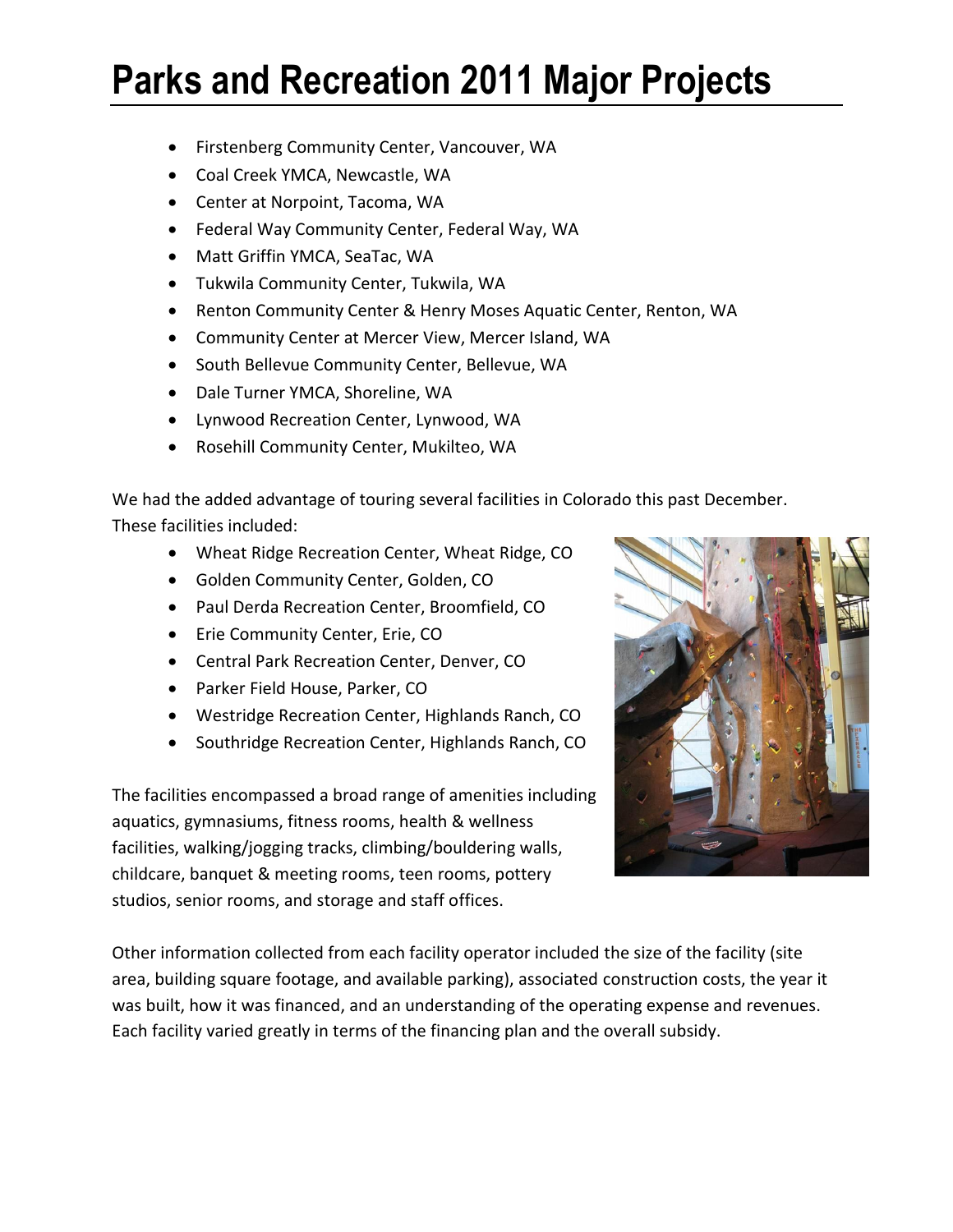# Parks and Recreation 2011 Major Projects

- Firstenberg Community Center, Vancouver, WA
- Coal Creek YMCA, Newcastle, WA
- Center at Norpoint, Tacoma, WA
- Federal Way Community Center, Federal Way, WA
- Matt Griffin YMCA, SeaTac, WA
- Tukwila Community Center, Tukwila, WA
- Renton Community Center & Henry Moses Aquatic Center, Renton, WA
- Community Center at Mercer View, Mercer Island, WA
- South Bellevue Community Center, Bellevue, WA
- Dale Turner YMCA, Shoreline, WA
- Lynwood Recreation Center, Lynwood, WA
- Rosehill Community Center, Mukilteo, WA

We had the added advantage of touring several facilities in Colorado this past December. These facilities included:

- Wheat Ridge Recreation Center, Wheat Ridge, CO
- Golden Community Center, Golden, CO
- Paul Derda Recreation Center, Broomfield, CO
- Erie Community Center, Erie, CO
- Central Park Recreation Center, Denver, CO
- Parker Field House, Parker, CO
- Westridge Recreation Center, Highlands Ranch, CO
- Southridge Recreation Center, Highlands Ranch, CO

The facilities encompassed a broad range of amenities including aquatics, gymnasiums, fitness rooms, health & wellness facilities, walking/jogging tracks, climbing/bouldering walls, childcare, banquet & meeting rooms, teen rooms, pottery studios, senior rooms, and storage and staff offices.

Other information collected from each facility operator included the size of the facility (site area, building square footage, and available parking), associated construction costs, the year it was built, how it was financed, and an understanding of the operating expense and revenues. Each facility varied greatly in terms of the financing plan and the overall subsidy.